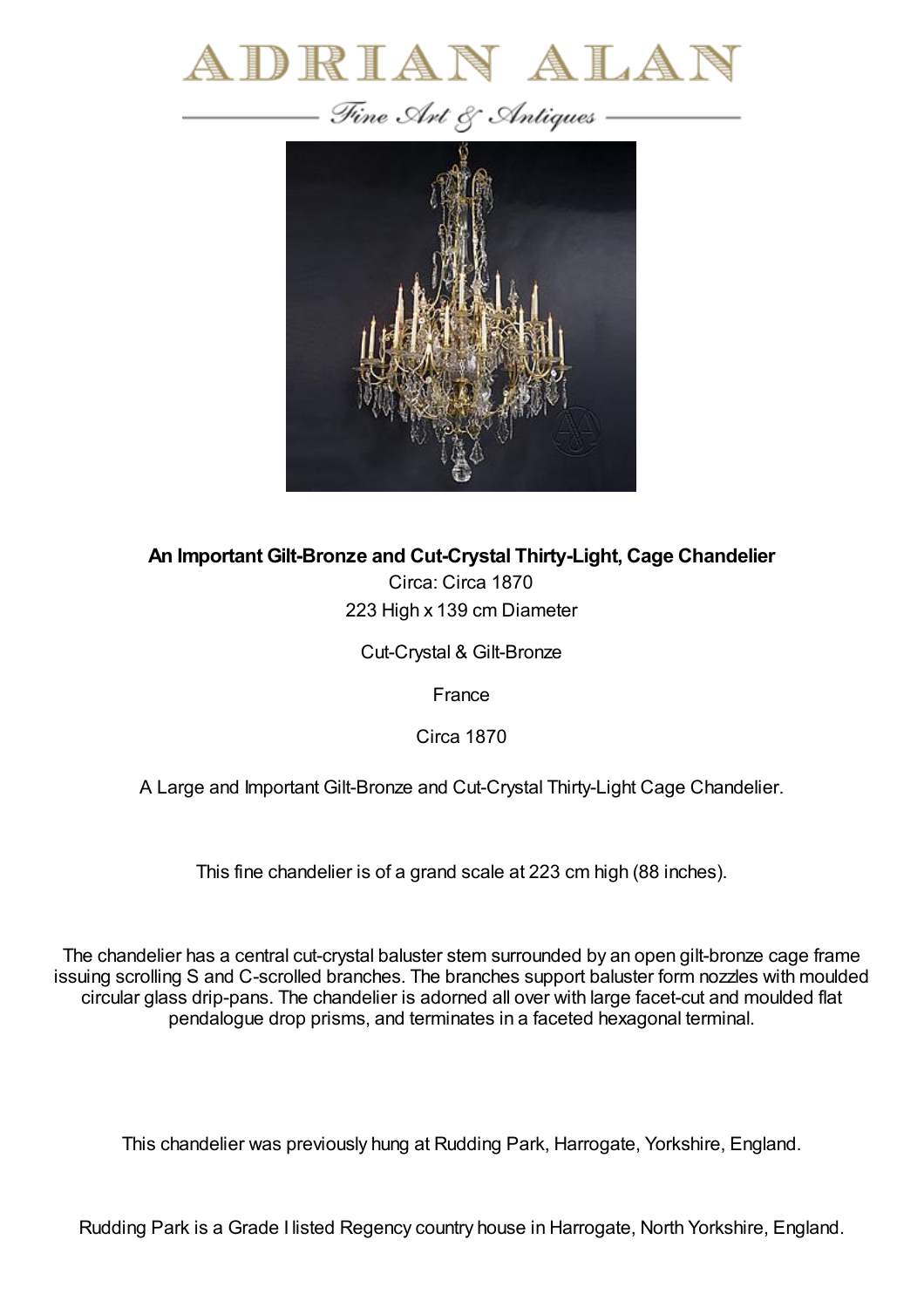# ADRIAN ALAN

*Fine Art & Antiques*

**An Important Gilt-Bronze and Cut-Crystal Thirty-Light, Cage Chandelier**

Circa: Circa 1870

223 High x 139 cm Diameter

Cut-Crystal & Gilt-Bronze

France

Circa 1870

A Large and Important Gilt-Bronze and Cut-Crystal Thirty-Light Cage Chandelier.

This fine chandelier is of a grand scale at 223 cm high (88 inches).

The chandelier has a central cut-crystal baluster stem surrounded by an open gilt-bronze cage frame issuing scrolling S and C-scrolled branches. The branches support baluster form nozzles with moulded circular glass drip-pans. The chandelier is adorned all over with large facet-cut and moulded flat pendalogue drop prisms, and terminates in a faceted hexagonal terminal.

This chandelier was previously hung at Rudding Park, Harrogate, Yorkshire, England.

Rudding Park is a Grade I listed Regency country house in Harrogate, North Yorkshire, England.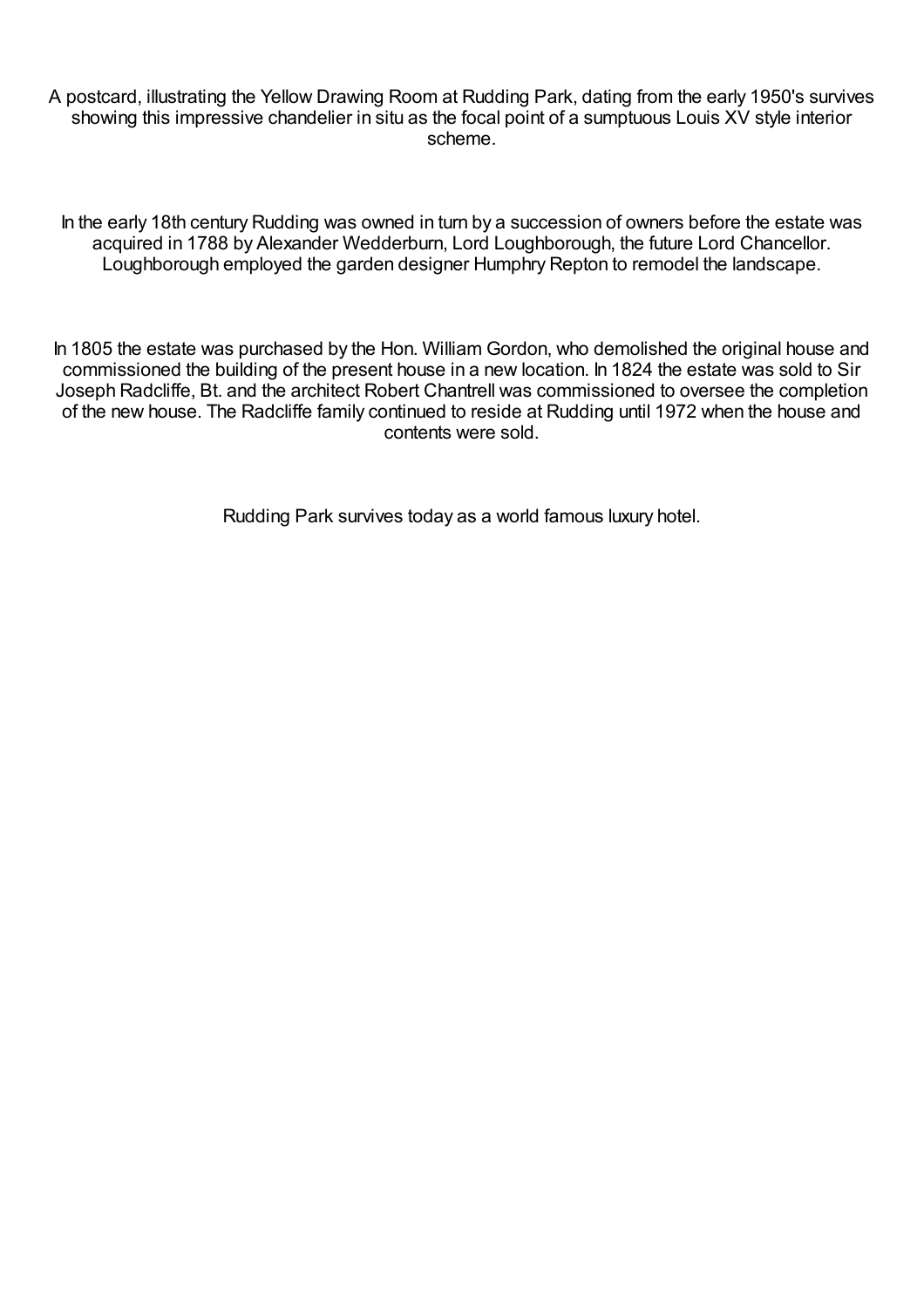A postcard, illustrating the Yellow Drawing Room at Rudding Park, dating from the early 1950's survives showing this impressive chandelier in situ as the focal point of a sumptuous Louis XV style interior scheme.

In the early 18th century Rudding was owned in turn by a succession of owners before the estate was acquired in 1788 by Alexander Wedderburn, Lord Loughborough, the future Lord Chancellor. Loughborough employed the garden designer Humphry Repton to remodel the landscape.

In 1805 the estate was purchased by the Hon. William Gordon, who demolished the original house and commissioned the building of the present house in a new location. In 1824 the estate was sold to Sir Joseph Radcliffe, Bt. and the architect Robert Chantrell was commissioned to oversee the completion of the new house. The Radcliffe family continued to reside at Rudding until 1972 when the house and contents were sold.

Rudding Park survives today as a world famous luxury hotel.